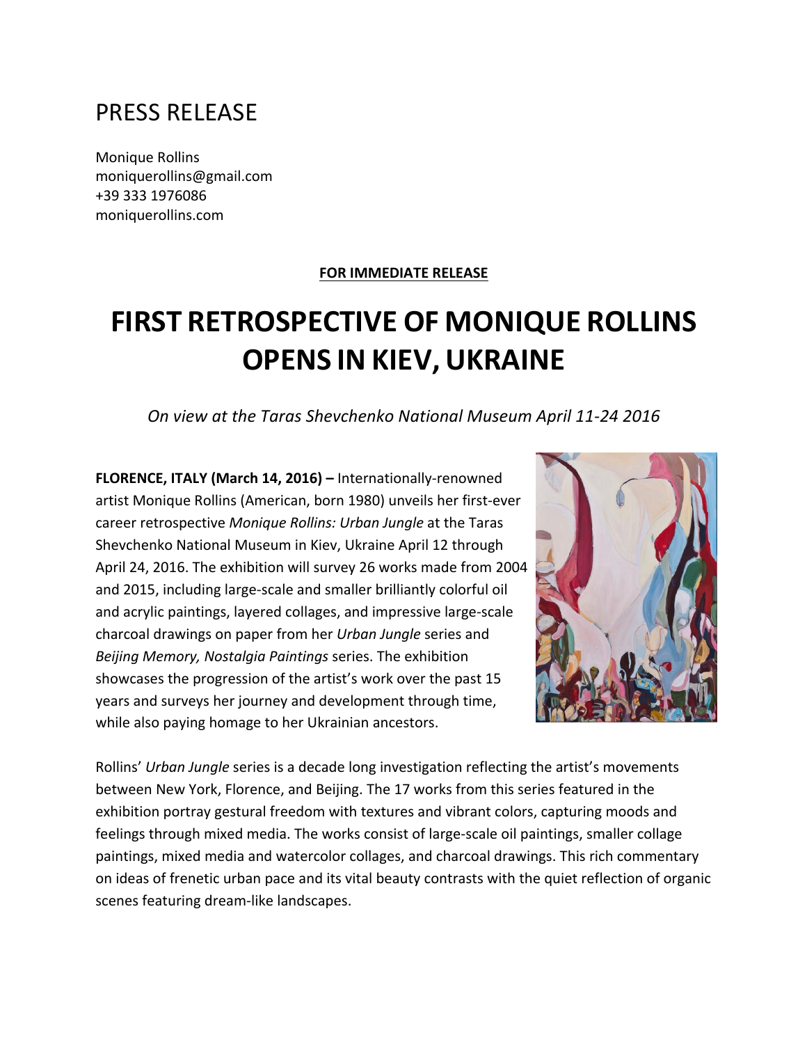# PRESS RELEASE

Monique Rollins
moniquerollins@gmail.com
+39 333 1976086
moniquerollins.com

**FOR IMMEDIATE RELEASE**

# FIRST RETROSPECTIVE OF MONIQUE ROLLINS OPENS IN KIEV, UKRAINE

*On view at the Taras Shevchenko National Museum April 11-24 2016*

**FLORENCE, ITALY (March 14, 2016) –** Internationally-renowned artist Monique Rollins (American, born 1980) unveils her first-ever career retrospective *Monique Rollins: Urban Jungle* at the Taras Shevchenko National Museum in Kiev, Ukraine April 12 through April 24, 2016. The exhibition will survey 26 works made from 2004 and 2015, including large-scale and smaller brilliantly colorful oil and acrylic paintings, layered collages, and impressive large-scale charcoal drawings on paper from her *Urban Jungle* series and *Beijing Memory, Nostalgia Paintings* series. The exhibition showcases the progression of the artist's work over the past 15 years and surveys her journey and development through time, while also paying homage to her Ukrainian ancestors.

Rollins' *Urban Jungle* series is a decade long investigation reflecting the artist's movements between New York, Florence, and Beijing. The 17 works from this series featured in the exhibition portray gestural freedom with textures and vibrant colors, capturing moods and feelings through mixed media. The works consist of large-scale oil paintings, smaller collage paintings, mixed media and watercolor collages, and charcoal drawings. This rich commentary on ideas of frenetic urban pace and its vital beauty contrasts with the quiet reflection of organic scenes featuring dream-like landscapes.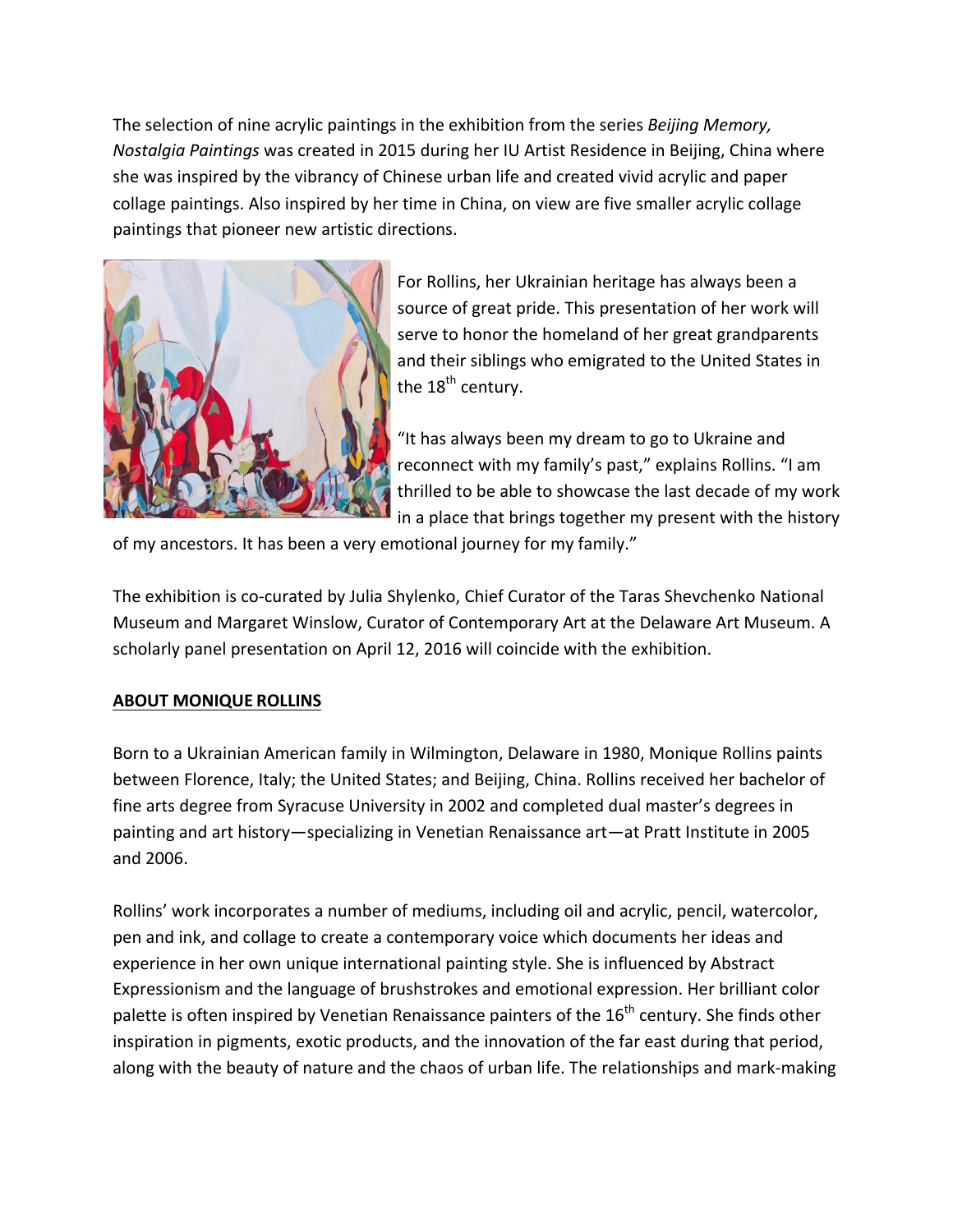The selection of nine acrylic paintings in the exhibition from the series *Beijing Memory, Nostalgia Paintings* was created in 2015 during her IU Artist Residence in Beijing, China where she was inspired by the vibrancy of Chinese urban life and created vivid acrylic and paper collage paintings. Also inspired by her time in China, on view are five smaller acrylic collage paintings that pioneer new artistic directions.

For Rollins, her Ukrainian heritage has always been a source of great pride. This presentation of her work will serve to honor the homeland of her great grandparents and their siblings who emigrated to the United States in the 18th century.

"It has always been my dream to go to Ukraine and reconnect with my family's past," explains Rollins. "I am thrilled to be able to showcase the last decade of my work in a place that brings together my present with the history of my ancestors. It has been a very emotional journey for my family."

The exhibition is co-curated by Julia Shylenko, Chief Curator of the Taras Shevchenko National Museum and Margaret Winslow, Curator of Contemporary Art at the Delaware Art Museum. A scholarly panel presentation on April 12, 2016 will coincide with the exhibition.

**ABOUT MONIQUE ROLLINS**

Born to a Ukrainian American family in Wilmington, Delaware in 1980, Monique Rollins paints between Florence, Italy; the United States; and Beijing, China. Rollins received her bachelor of fine arts degree from Syracuse University in 2002 and completed dual master's degrees in painting and art history—specializing in Venetian Renaissance art—at Pratt Institute in 2005 and 2006.

Rollins' work incorporates a number of mediums, including oil and acrylic, pencil, watercolor, pen and ink, and collage to create a contemporary voice which documents her ideas and experience in her own unique international painting style. She is influenced by Abstract Expressionism and the language of brushstrokes and emotional expression. Her brilliant color palette is often inspired by Venetian Renaissance painters of the 16th century. She finds other inspiration in pigments, exotic products, and the innovation of the far east during that period, along with the beauty of nature and the chaos of urban life. The relationships and mark-making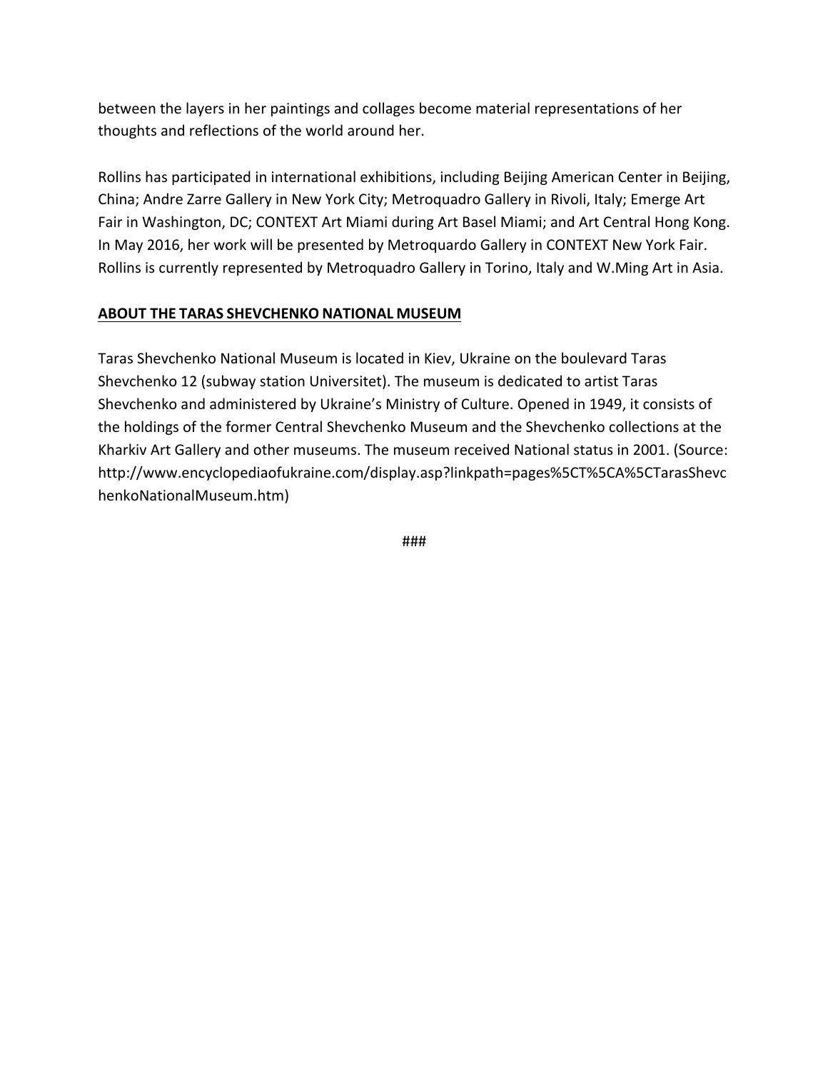between the layers in her paintings and collages become material representations of her thoughts and reflections of the world around her.

Rollins has participated in international exhibitions, including Beijing American Center in Beijing, China; Andre Zarre Gallery in New York City; Metroquadro Gallery in Rivoli, Italy; Emerge Art Fair in Washington, DC; CONTEXT Art Miami during Art Basel Miami; and Art Central Hong Kong. In May 2016, her work will be presented by Metroquardo Gallery in CONTEXT New York Fair. Rollins is currently represented by Metroquadro Gallery in Torino, Italy and W.Ming Art in Asia.

## ABOUT THE TARAS SHEVCHENKO NATIONAL MUSEUM

Taras Shevchenko National Museum is located in Kiev, Ukraine on the boulevard Taras Shevchenko 12 (subway station Universitet). The museum is dedicated to artist Taras Shevchenko and administered by Ukraine's Ministry of Culture. Opened in 1949, it consists of the holdings of the former Central Shevchenko Museum and the Shevchenko collections at the Kharkiv Art Gallery and other museums. The museum received National status in 2001. (Source: http://www.encyclopediaofukraine.com/display.asp?linkpath=pages%5CT%5CA%5CTarasShevchenkoNationalMuseum.htm)

###